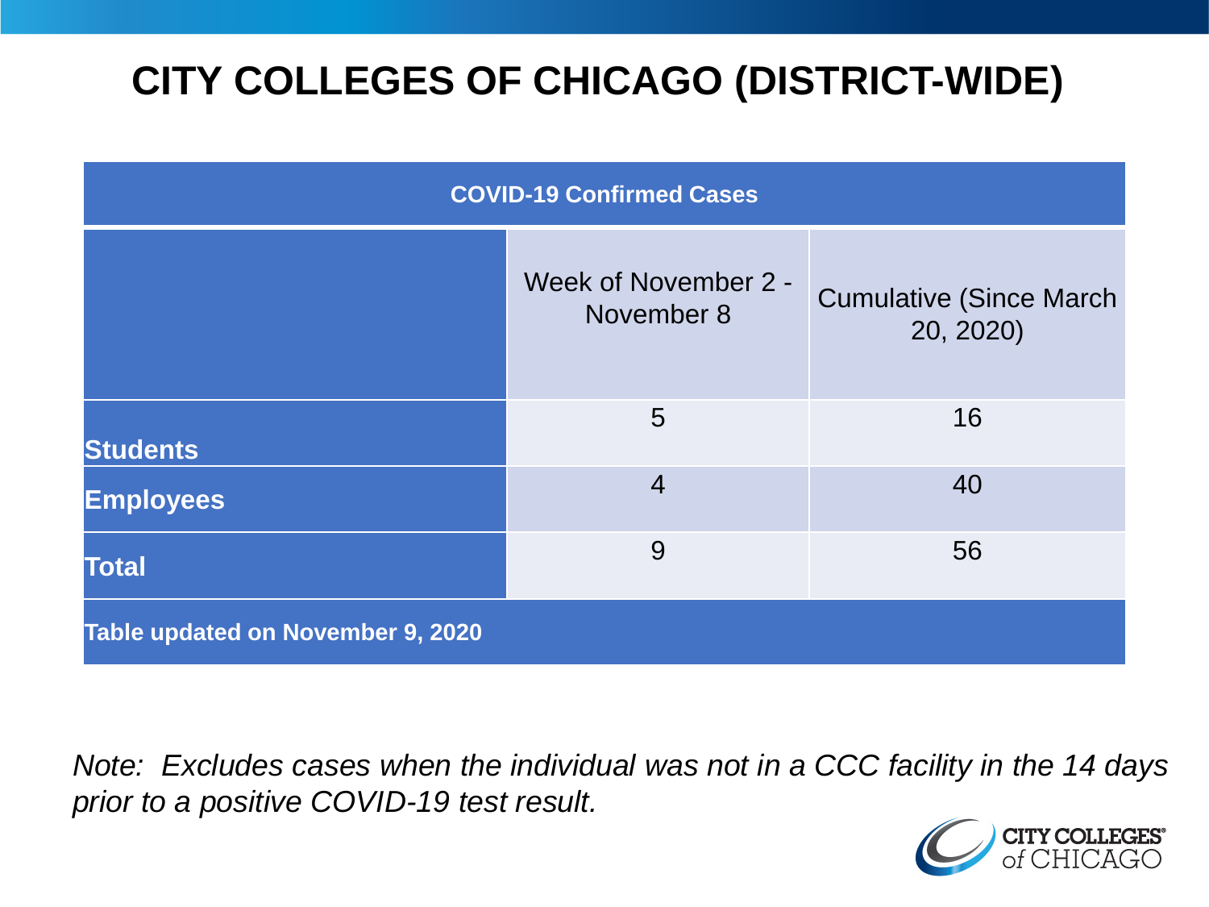# CITY COLLEGES OF CHICAGO (DISTRICT-WIDE)

| COVID-19 Confirmed Cases | | |
|---|---|---|
| | Week of November 2 - November 8 | Cumulative (Since March 20, 2020) |
| **Students** | 5 | 16 |
| **Employees** | 4 | 40 |
| **Total** | 9 | 56 |
| **Table updated on November 9, 2020** | | |

*Note: Excludes cases when the individual was not in a CCC facility in the 14 days prior to a positive COVID-19 test result.*

CITY COLLEGES of CHICAGO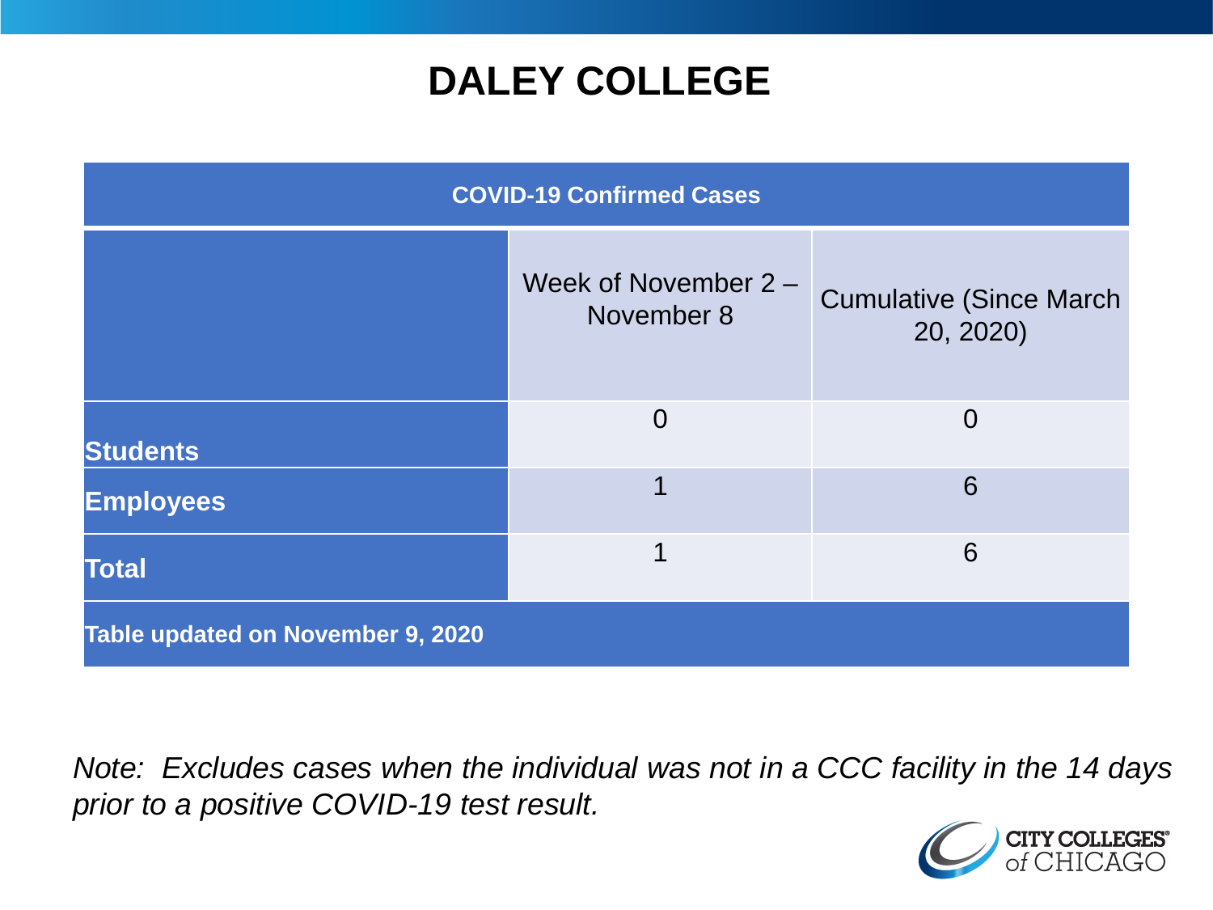# DALEY COLLEGE

| COVID-19 Confirmed Cases | | |
|---|---|---|
| | Week of November 2 – November 8 | Cumulative (Since March 20, 2020) |
| **Students** | 0 | 0 |
| **Employees** | 1 | 6 |
| **Total** | 1 | 6 |
| **Table updated on November 9, 2020** | | |

*Note: Excludes cases when the individual was not in a CCC facility in the 14 days prior to a positive COVID-19 test result.*

CITY COLLEGES of CHICAGO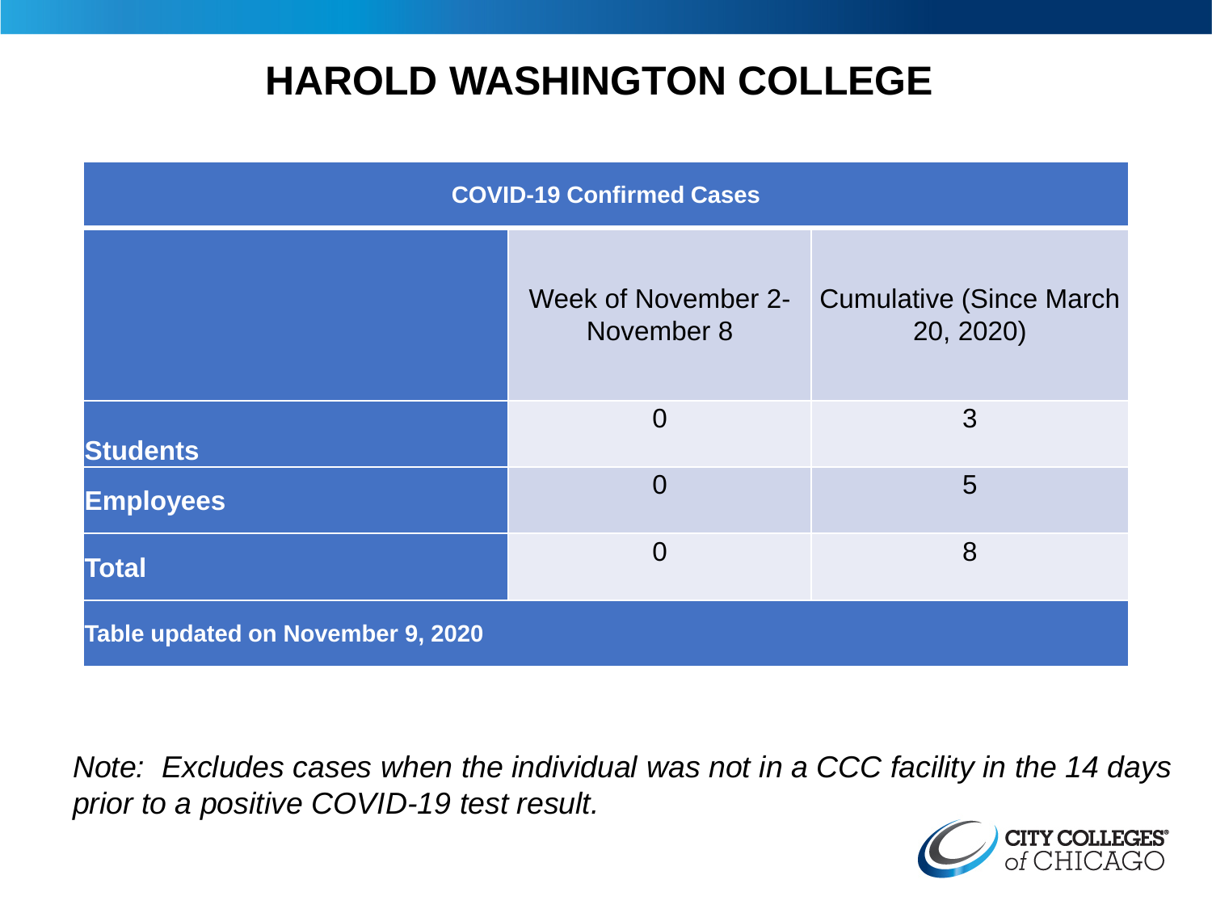# HAROLD WASHINGTON COLLEGE

| COVID-19 Confirmed Cases | | |
|---|---|---|
| | Week of November 2- November 8 | Cumulative (Since March 20, 2020) |
| **Students** | 0 | 3 |
| **Employees** | 0 | 5 |
| **Total** | 0 | 8 |
| **Table updated on November 9, 2020** | | |

*Note: Excludes cases when the individual was not in a CCC facility in the 14 days prior to a positive COVID-19 test result.*

CITY COLLEGES of CHICAGO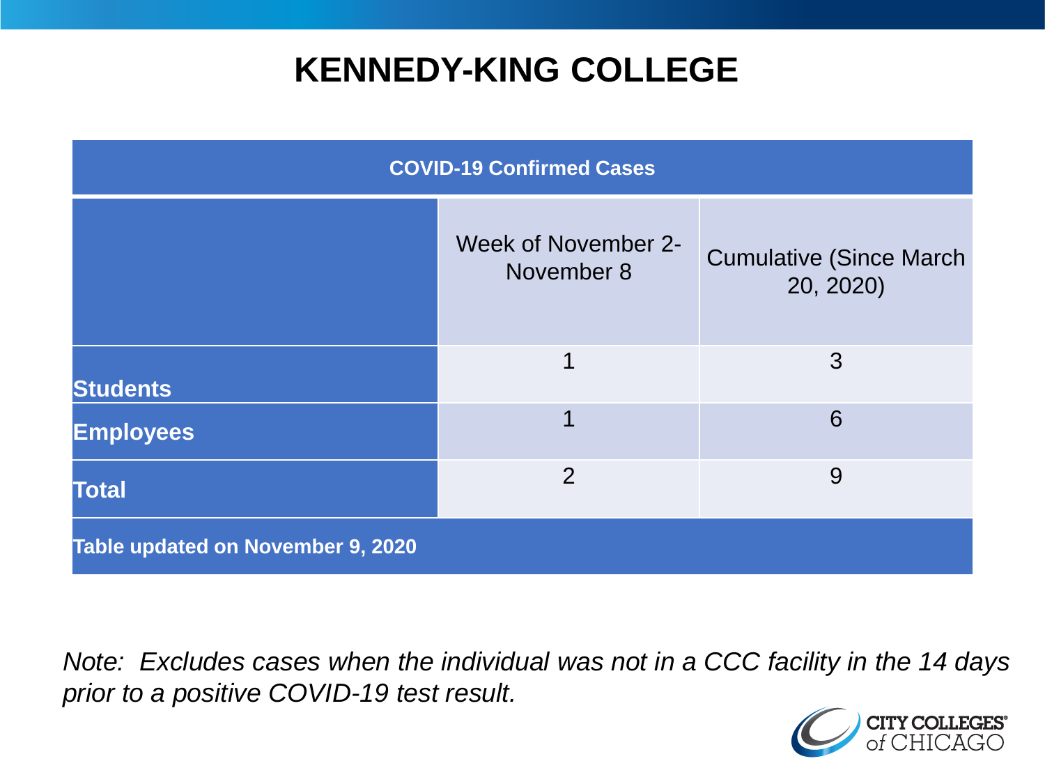# KENNEDY-KING COLLEGE

| COVID-19 Confirmed Cases | | |
|---|---|---|
| | Week of November 2-November 8 | Cumulative (Since March 20, 2020) |
| **Students** | 1 | 3 |
| **Employees** | 1 | 6 |
| **Total** | 2 | 9 |
| **Table updated on November 9, 2020** | | |

*Note: Excludes cases when the individual was not in a CCC facility in the 14 days prior to a positive COVID-19 test result.*

CITY COLLEGES of CHICAGO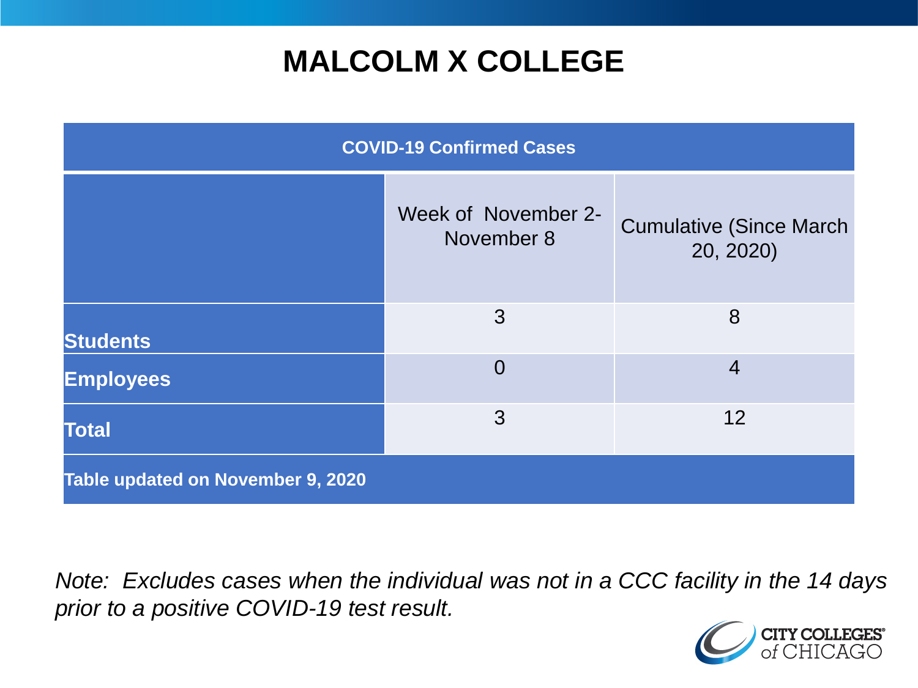# MALCOLM X COLLEGE

| COVID-19 Confirmed Cases | | |
|---|---|---|
| | Week of November 2-November 8 | Cumulative (Since March 20, 2020) |
| **Students** | 3 | 8 |
| **Employees** | 0 | 4 |
| **Total** | 3 | 12 |
| **Table updated on November 9, 2020** | | |

*Note: Excludes cases when the individual was not in a CCC facility in the 14 days prior to a positive COVID-19 test result.*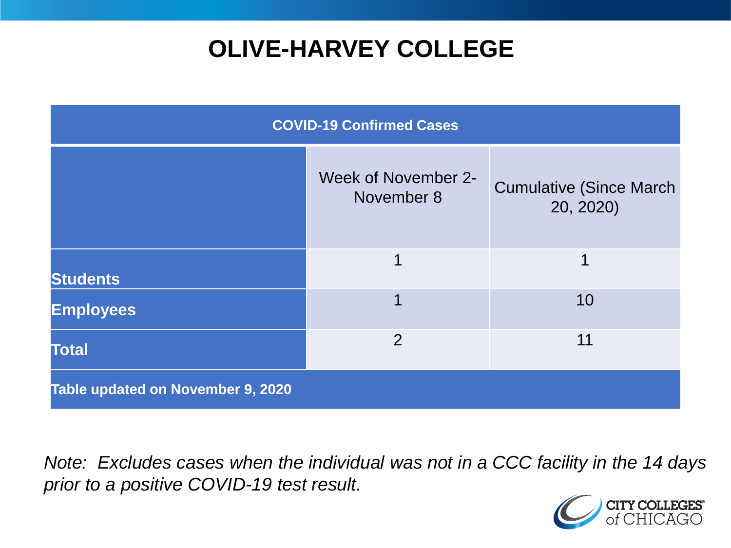# OLIVE-HARVEY COLLEGE

| COVID-19 Confirmed Cases | | |
|---|---|---|
| | Week of November 2-November 8 | Cumulative (Since March 20, 2020) |
| **Students** | 1 | 1 |
| **Employees** | 1 | 10 |
| **Total** | 2 | 11 |
| **Table updated on November 9, 2020** | | |

*Note: Excludes cases when the individual was not in a CCC facility in the 14 days prior to a positive COVID-19 test result.*

CITY COLLEGES of CHICAGO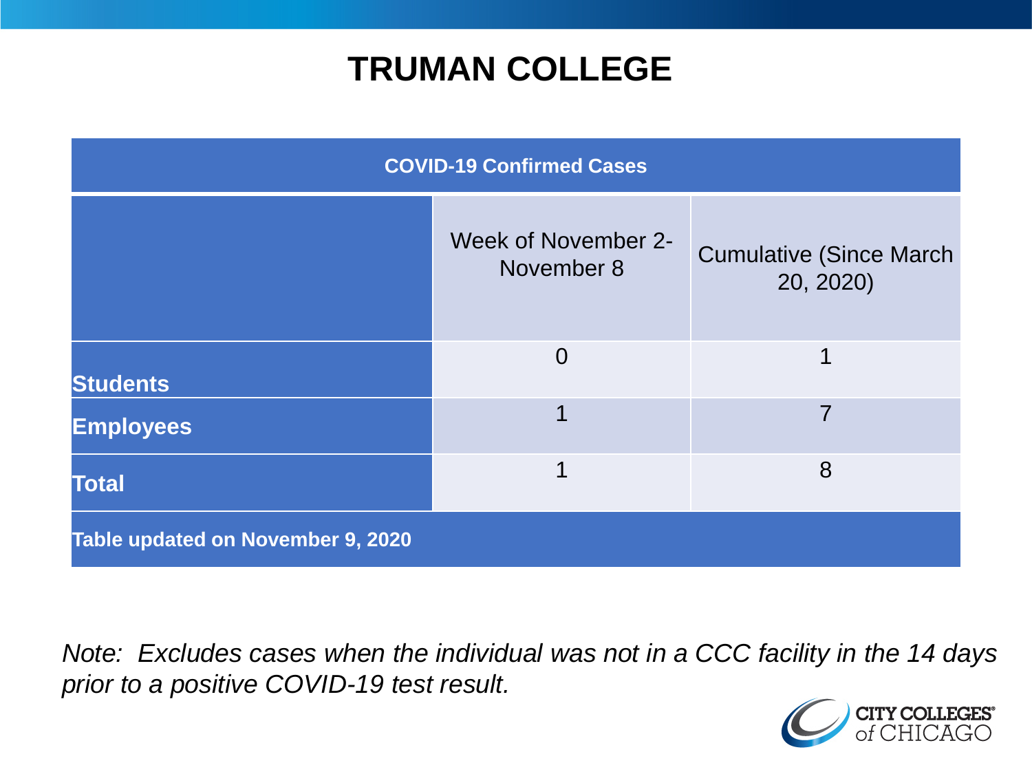# TRUMAN COLLEGE

| COVID-19 Confirmed Cases | | |
|---|---|---|
| | Week of November 2-November 8 | Cumulative (Since March 20, 2020) |
| **Students** | 0 | 1 |
| **Employees** | 1 | 7 |
| **Total** | 1 | 8 |
| **Table updated on November 9, 2020** | | |

*Note: Excludes cases when the individual was not in a CCC facility in the 14 days prior to a positive COVID-19 test result.*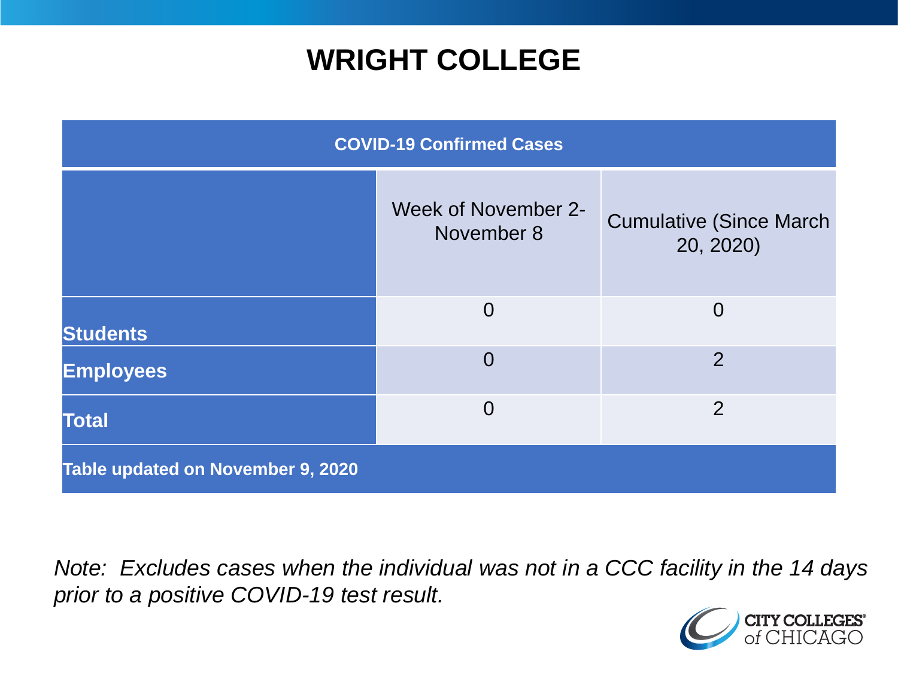# WRIGHT COLLEGE

| COVID-19 Confirmed Cases | | |
|---|---|---|
| | Week of November 2-November 8 | Cumulative (Since March 20, 2020) |
| **Students** | 0 | 0 |
| **Employees** | 0 | 2 |
| **Total** | 0 | 2 |
| **Table updated on November 9, 2020** | | |

*Note: Excludes cases when the individual was not in a CCC facility in the 14 days prior to a positive COVID-19 test result.*

CITY COLLEGES of CHICAGO